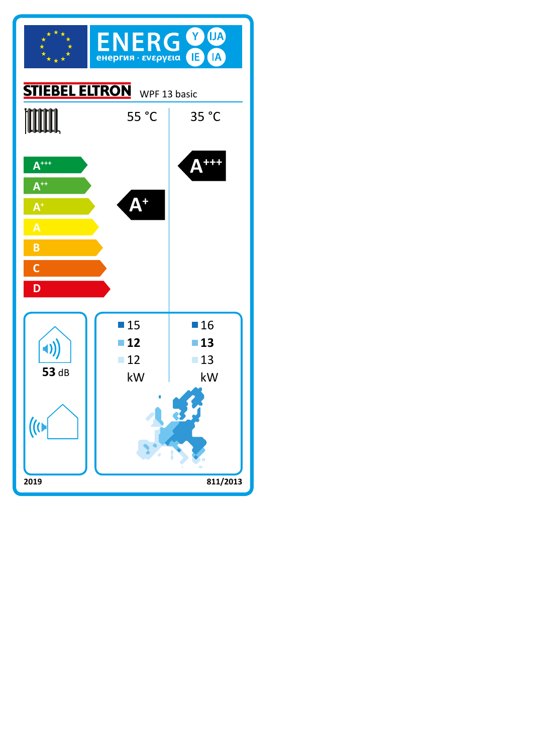# ENERG

енергия · ενεργεια

Y IJA IE IA

**STIEBEL ELTRON** WPF 13 basic

| | 55 °C | 35 °C |
|---|---|---|
| Energy class | A+ | A+++ |
| Cold climate | 15 | 16 |
| Average climate | **12** | **13** |
| Warm climate | 12 | 13 |
| | kW | kW |

Energy efficiency scale: A+++, A++, A+, A, B, C, D

53 dB

2019

811/2013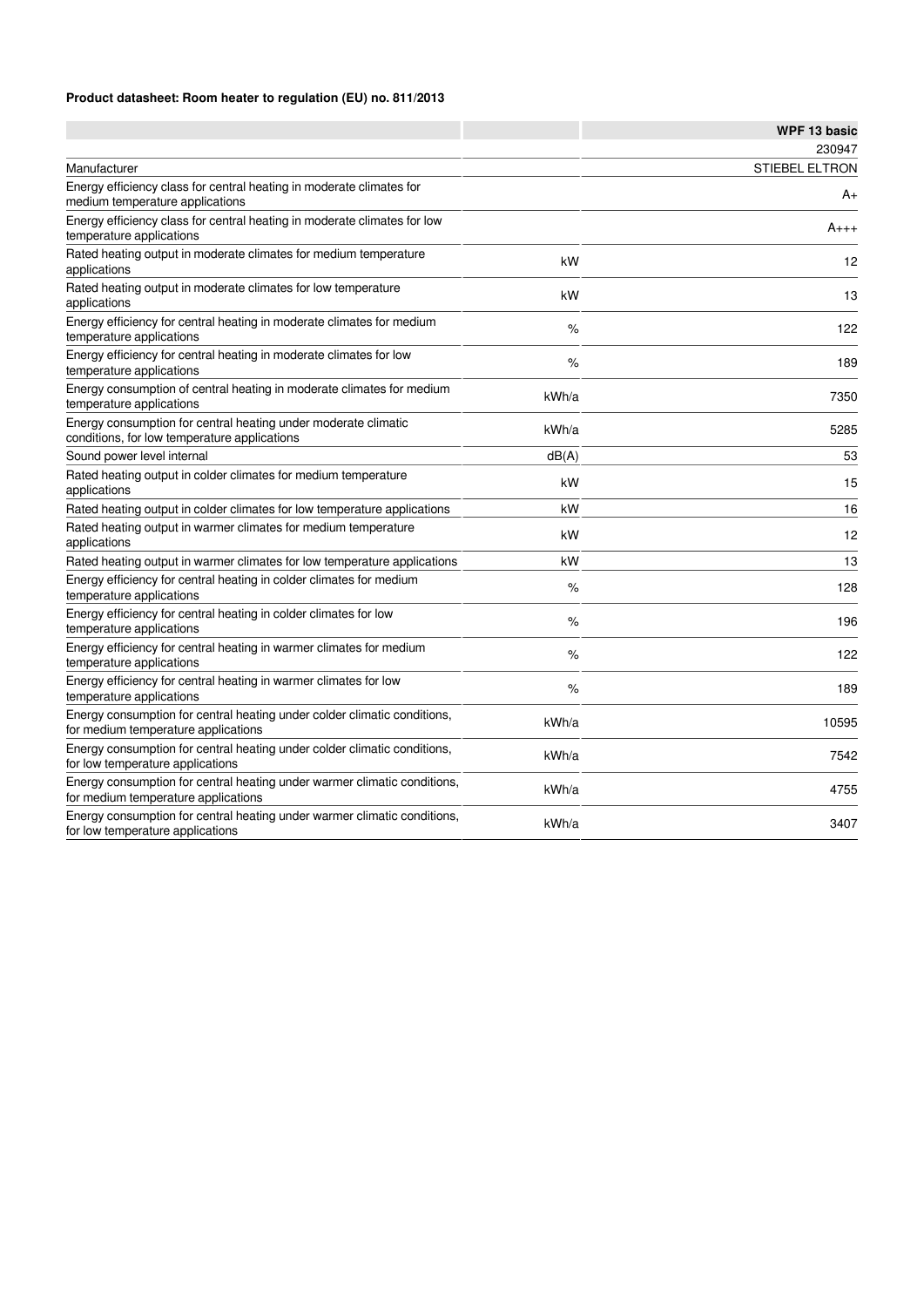**Product datasheet: Room heater to regulation (EU) no. 811/2013**

| | | WPF 13 basic |
|---|---|---|
| | | 230947 |
| Manufacturer | | STIEBEL ELTRON |
| Energy efficiency class for central heating in moderate climates for medium temperature applications | | A+ |
| Energy efficiency class for central heating in moderate climates for low temperature applications | | A+++ |
| Rated heating output in moderate climates for medium temperature applications | kW | 12 |
| Rated heating output in moderate climates for low temperature applications | kW | 13 |
| Energy efficiency for central heating in moderate climates for medium temperature applications | % | 122 |
| Energy efficiency for central heating in moderate climates for low temperature applications | % | 189 |
| Energy consumption of central heating in moderate climates for medium temperature applications | kWh/a | 7350 |
| Energy consumption for central heating under moderate climatic conditions, for low temperature applications | kWh/a | 5285 |
| Sound power level internal | dB(A) | 53 |
| Rated heating output in colder climates for medium temperature applications | kW | 15 |
| Rated heating output in colder climates for low temperature applications | kW | 16 |
| Rated heating output in warmer climates for medium temperature applications | kW | 12 |
| Rated heating output in warmer climates for low temperature applications | kW | 13 |
| Energy efficiency for central heating in colder climates for medium temperature applications | % | 128 |
| Energy efficiency for central heating in colder climates for low temperature applications | % | 196 |
| Energy efficiency for central heating in warmer climates for medium temperature applications | % | 122 |
| Energy efficiency for central heating in warmer climates for low temperature applications | % | 189 |
| Energy consumption for central heating under colder climatic conditions, for medium temperature applications | kWh/a | 10595 |
| Energy consumption for central heating under colder climatic conditions, for low temperature applications | kWh/a | 7542 |
| Energy consumption for central heating under warmer climatic conditions, for medium temperature applications | kWh/a | 4755 |
| Energy consumption for central heating under warmer climatic conditions, for low temperature applications | kWh/a | 3407 |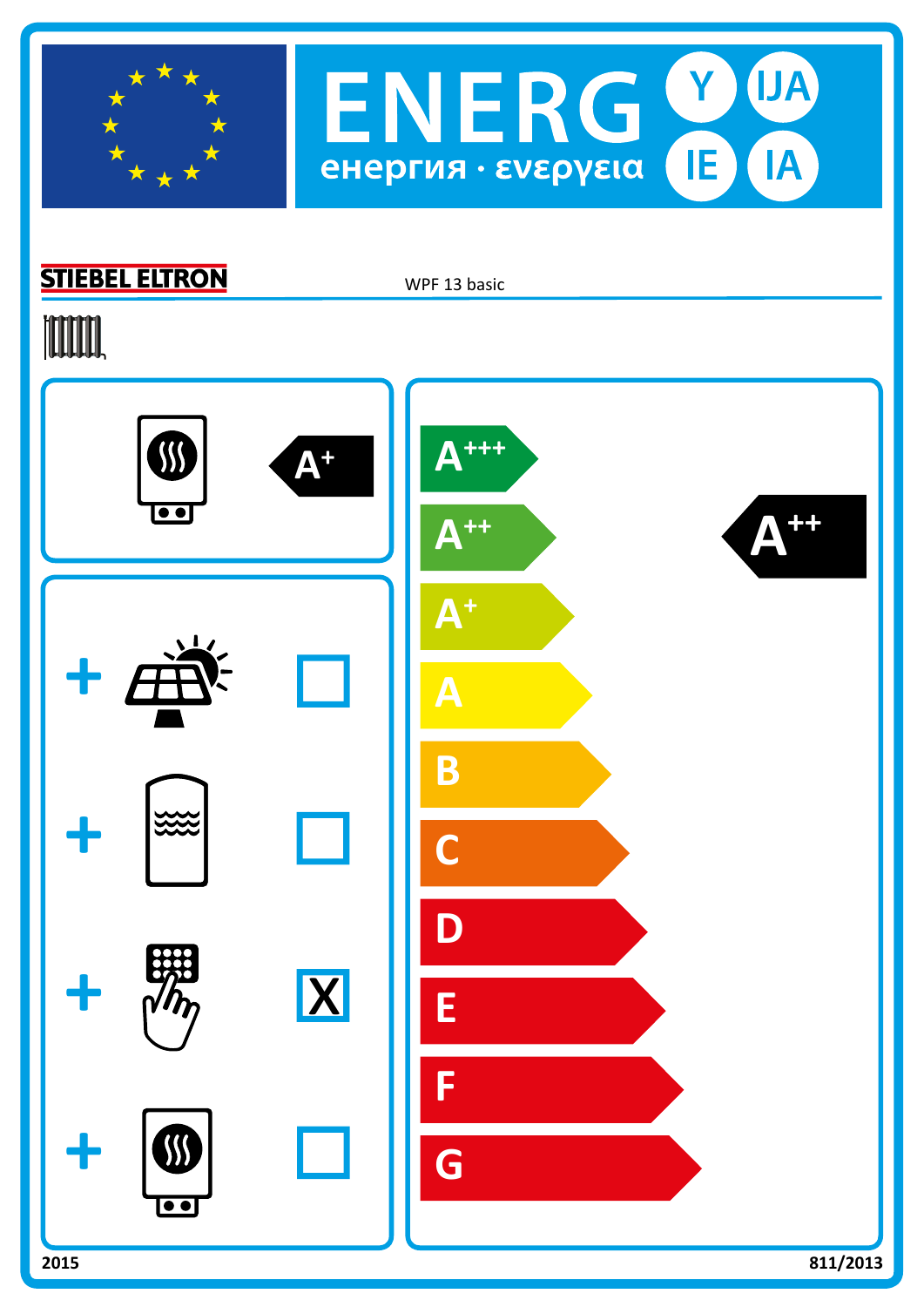# ENERG Y IJA IE IA

енергия · ενεργεια

**STIEBEL ELTRON** WPF 13 basic

A+

| + | | ☐ |
|---|---|---|
| + | | ☐ |
| + | | X |
| + | | ☐ |

- A+++
- A++
- A+
- A
- B
- C
- D
- E
- F
- G

**A++**

2015

811/2013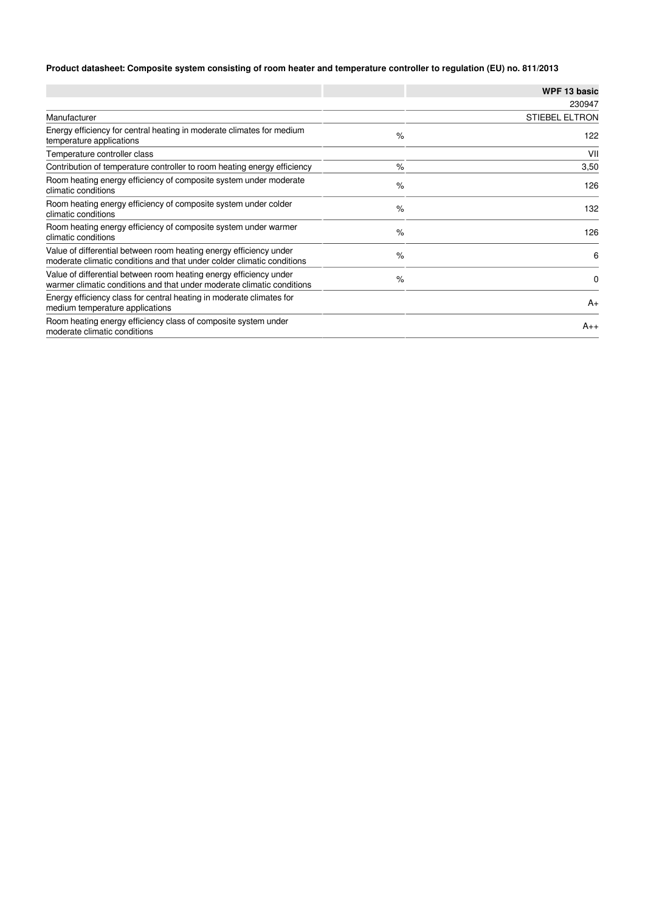**Product datasheet: Composite system consisting of room heater and temperature controller to regulation (EU) no. 811/2013**

| | | WPF 13 basic |
|---|---|---|
| | | 230947 |
| Manufacturer | | STIEBEL ELTRON |
| Energy efficiency for central heating in moderate climates for medium temperature applications | % | 122 |
| Temperature controller class | | VII |
| Contribution of temperature controller to room heating energy efficiency | % | 3,50 |
| Room heating energy efficiency of composite system under moderate climatic conditions | % | 126 |
| Room heating energy efficiency of composite system under colder climatic conditions | % | 132 |
| Room heating energy efficiency of composite system under warmer climatic conditions | % | 126 |
| Value of differential between room heating energy efficiency under moderate climatic conditions and that under colder climatic conditions | % | 6 |
| Value of differential between room heating energy efficiency under warmer climatic conditions and that under moderate climatic conditions | % | 0 |
| Energy efficiency class for central heating in moderate climates for medium temperature applications | | A+ |
| Room heating energy efficiency class of composite system under moderate climatic conditions | | A++ |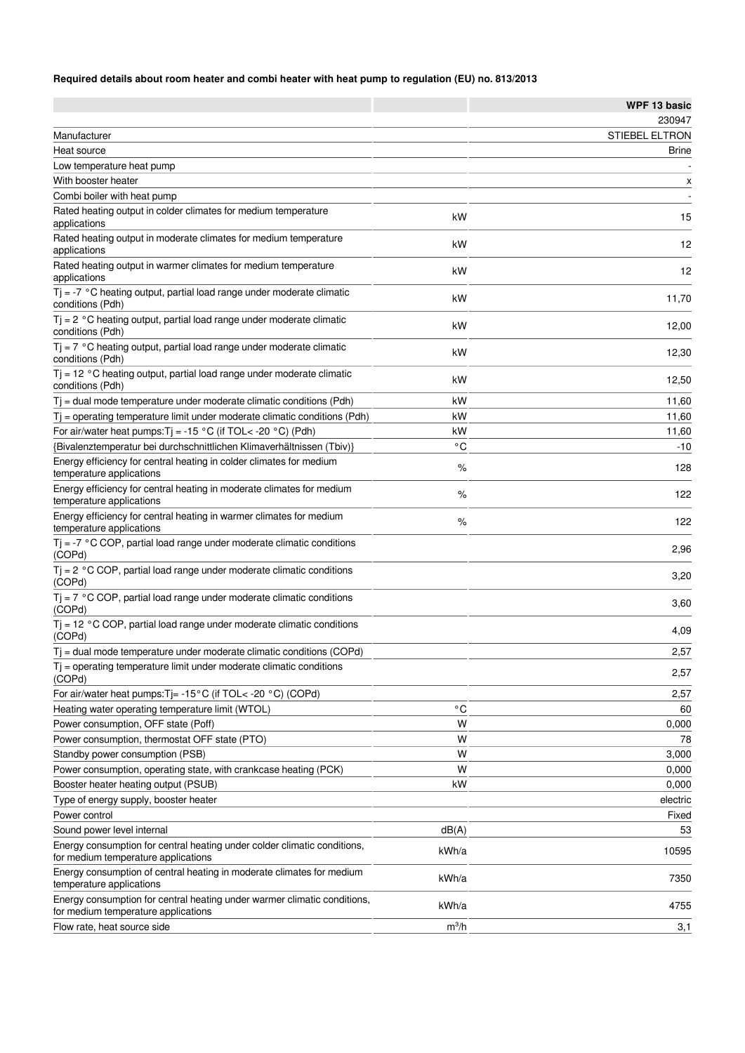**Required details about room heater and combi heater with heat pump to regulation (EU) no. 813/2013**

| | | WPF 13 basic |
|---|---|---|
| | | 230947 |
| Manufacturer | | STIEBEL ELTRON |
| Heat source | | Brine |
| Low temperature heat pump | | - |
| With booster heater | | x |
| Combi boiler with heat pump | | - |
| Rated heating output in colder climates for medium temperature applications | kW | 15 |
| Rated heating output in moderate climates for medium temperature applications | kW | 12 |
| Rated heating output in warmer climates for medium temperature applications | kW | 12 |
| Tj = -7 °C heating output, partial load range under moderate climatic conditions (Pdh) | kW | 11,70 |
| Tj = 2 °C heating output, partial load range under moderate climatic conditions (Pdh) | kW | 12,00 |
| Tj = 7 °C heating output, partial load range under moderate climatic conditions (Pdh) | kW | 12,30 |
| Tj = 12 °C heating output, partial load range under moderate climatic conditions (Pdh) | kW | 12,50 |
| Tj = dual mode temperature under moderate climatic conditions (Pdh) | kW | 11,60 |
| Tj = operating temperature limit under moderate climatic conditions (Pdh) | kW | 11,60 |
| For air/water heat pumps:Tj = -15 °C (if TOL< -20 °C) (Pdh) | kW | 11,60 |
| {Bivalenztemperatur bei durchschnittlichen Klimaverhältnissen (Tbiv)} | °C | -10 |
| Energy efficiency for central heating in colder climates for medium temperature applications | % | 128 |
| Energy efficiency for central heating in moderate climates for medium temperature applications | % | 122 |
| Energy efficiency for central heating in warmer climates for medium temperature applications | % | 122 |
| Tj = -7 °C COP, partial load range under moderate climatic conditions (COPd) | | 2,96 |
| Tj = 2 °C COP, partial load range under moderate climatic conditions (COPd) | | 3,20 |
| Tj = 7 °C COP, partial load range under moderate climatic conditions (COPd) | | 3,60 |
| Tj = 12 °C COP, partial load range under moderate climatic conditions (COPd) | | 4,09 |
| Tj = dual mode temperature under moderate climatic conditions (COPd) | | 2,57 |
| Tj = operating temperature limit under moderate climatic conditions (COPd) | | 2,57 |
| For air/water heat pumps:Tj= -15°C (if TOL< -20 °C) (COPd) | | 2,57 |
| Heating water operating temperature limit (WTOL) | °C | 60 |
| Power consumption, OFF state (Poff) | W | 0,000 |
| Power consumption, thermostat OFF state (PTO) | W | 78 |
| Standby power consumption (PSB) | W | 3,000 |
| Power consumption, operating state, with crankcase heating (PCK) | W | 0,000 |
| Booster heater heating output (PSUB) | kW | 0,000 |
| Type of energy supply, booster heater | | electric |
| Power control | | Fixed |
| Sound power level internal | dB(A) | 53 |
| Energy consumption for central heating under colder climatic conditions, for medium temperature applications | kWh/a | 10595 |
| Energy consumption of central heating in moderate climates for medium temperature applications | kWh/a | 7350 |
| Energy consumption for central heating under warmer climatic conditions, for medium temperature applications | kWh/a | 4755 |
| Flow rate, heat source side | $m^3/h$ | 3,1 |